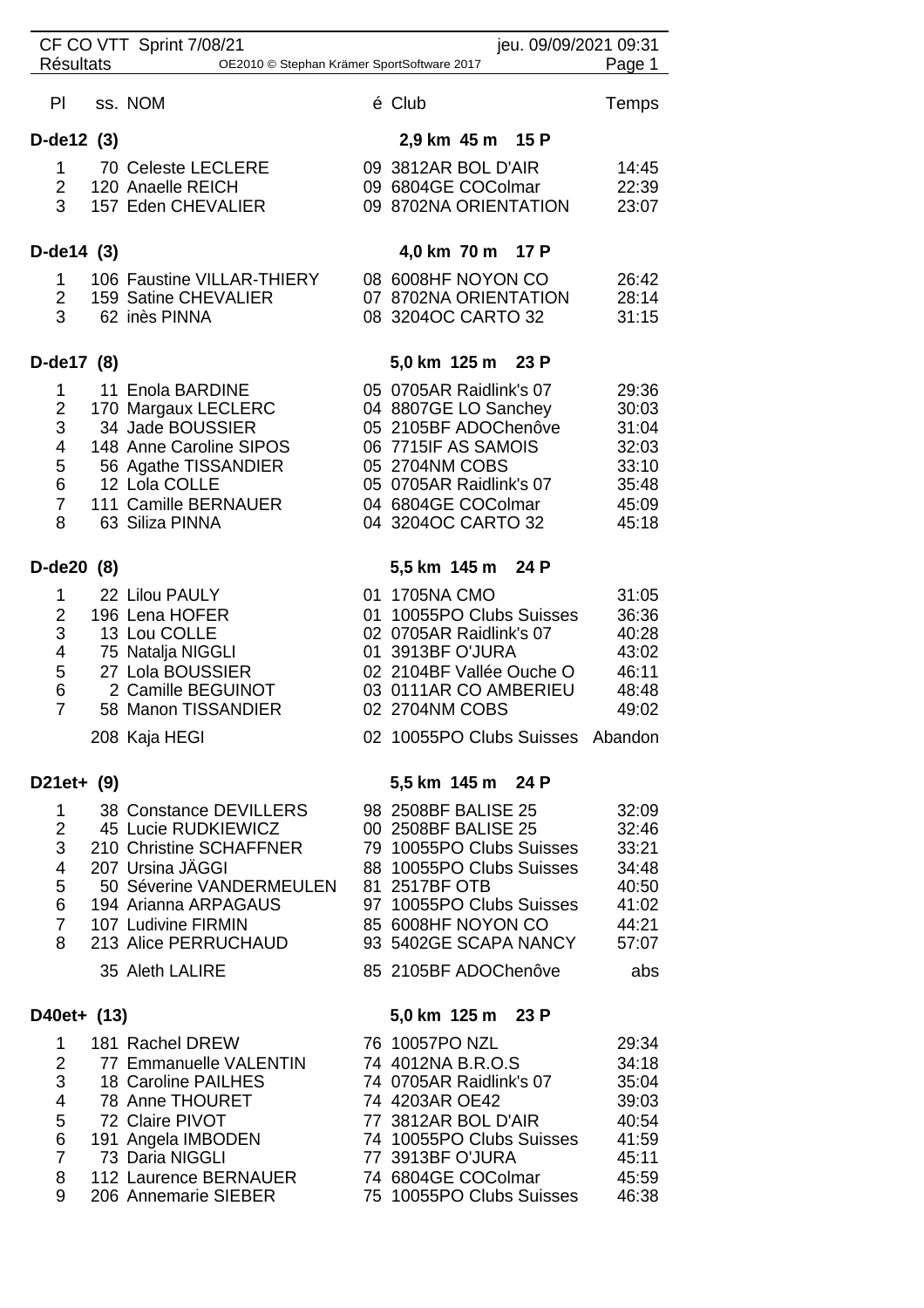CF CO VTT Sprint 7/08/21 — jeu. 09/09/2021 09:31

Résultats — OE2010 © Stephan Krämer SportSoftware 2017

| Pl | ss. | NOM | é | Club | Temps |
|---|---|---|---|---|---|
| **D-de12 (3)** | | | | **2,9 km 45 m 15 P** | |
| 1 | 70 | Celeste LECLERE | 09 | 3812AR BOL D'AIR | 14:45 |
| 2 | 120 | Anaelle REICH | 09 | 6804GE COColmar | 22:39 |
| 3 | 157 | Eden CHEVALIER | 09 | 8702NA ORIENTATION | 23:07 |
| **D-de14 (3)** | | | | **4,0 km 70 m 17 P** | |
| 1 | 106 | Faustine VILLAR-THIERY | 08 | 6008HF NOYON CO | 26:42 |
| 2 | 159 | Satine CHEVALIER | 07 | 8702NA ORIENTATION | 28:14 |
| 3 | 62 | inès PINNA | 08 | 3204OC CARTO 32 | 31:15 |
| **D-de17 (8)** | | | | **5,0 km 125 m 23 P** | |
| 1 | 11 | Enola BARDINE | 05 | 0705AR Raidlink's 07 | 29:36 |
| 2 | 170 | Margaux LECLERC | 04 | 8807GE LO Sanchey | 30:03 |
| 3 | 34 | Jade BOUSSIER | 05 | 2105BF ADOChenôve | 31:04 |
| 4 | 148 | Anne Caroline SIPOS | 06 | 7715IF AS SAMOIS | 32:03 |
| 5 | 56 | Agathe TISSANDIER | 05 | 2704NM COBS | 33:10 |
| 6 | 12 | Lola COLLE | 05 | 0705AR Raidlink's 07 | 35:48 |
| 7 | 111 | Camille BERNAUER | 04 | 6804GE COColmar | 45:09 |
| 8 | 63 | Siliza PINNA | 04 | 3204OC CARTO 32 | 45:18 |
| **D-de20 (8)** | | | | **5,5 km 145 m 24 P** | |
| 1 | 22 | Lilou PAULY | 01 | 1705NA CMO | 31:05 |
| 2 | 196 | Lena HOFER | 01 | 10055PO Clubs Suisses | 36:36 |
| 3 | 13 | Lou COLLE | 02 | 0705AR Raidlink's 07 | 40:28 |
| 4 | 75 | Natalja NIGGLI | 01 | 3913BF O'JURA | 43:02 |
| 5 | 27 | Lola BOUSSIER | 02 | 2104BF Vallée Ouche O | 46:11 |
| 6 | 2 | Camille BEGUINOT | 03 | 0111AR CO AMBERIEU | 48:48 |
| 7 | 58 | Manon TISSANDIER | 02 | 2704NM COBS | 49:02 |
| | 208 | Kaja HEGI | 02 | 10055PO Clubs Suisses | Abandon |
| **D21et+ (9)** | | | | **5,5 km 145 m 24 P** | |
| 1 | 38 | Constance DEVILLERS | 98 | 2508BF BALISE 25 | 32:09 |
| 2 | 45 | Lucie RUDKIEWICZ | 00 | 2508BF BALISE 25 | 32:46 |
| 3 | 210 | Christine SCHAFFNER | 79 | 10055PO Clubs Suisses | 33:21 |
| 4 | 207 | Ursina JÄGGI | 88 | 10055PO Clubs Suisses | 34:48 |
| 5 | 50 | Séverine VANDERMEULEN | 81 | 2517BF OTB | 40:50 |
| 6 | 194 | Arianna ARPAGAUS | 97 | 10055PO Clubs Suisses | 41:02 |
| 7 | 107 | Ludivine FIRMIN | 85 | 6008HF NOYON CO | 44:21 |
| 8 | 213 | Alice PERRUCHAUD | 93 | 5402GE SCAPA NANCY | 57:07 |
| | 35 | Aleth LALIRE | 85 | 2105BF ADOChenôve | abs |
| **D40et+ (13)** | | | | **5,0 km 125 m 23 P** | |
| 1 | 181 | Rachel DREW | 76 | 10057PO NZL | 29:34 |
| 2 | 77 | Emmanuelle VALENTIN | 74 | 4012NA B.R.O.S | 34:18 |
| 3 | 18 | Caroline PAILHES | 74 | 0705AR Raidlink's 07 | 35:04 |
| 4 | 78 | Anne THOURET | 74 | 4203AR OE42 | 39:03 |
| 5 | 72 | Claire PIVOT | 77 | 3812AR BOL D'AIR | 40:54 |
| 6 | 191 | Angela IMBODEN | 74 | 10055PO Clubs Suisses | 41:59 |
| 7 | 73 | Daria NIGGLI | 77 | 3913BF O'JURA | 45:11 |
| 8 | 112 | Laurence BERNAUER | 74 | 6804GE COColmar | 45:59 |
| 9 | 206 | Annemarie SIEBER | 75 | 10055PO Clubs Suisses | 46:38 |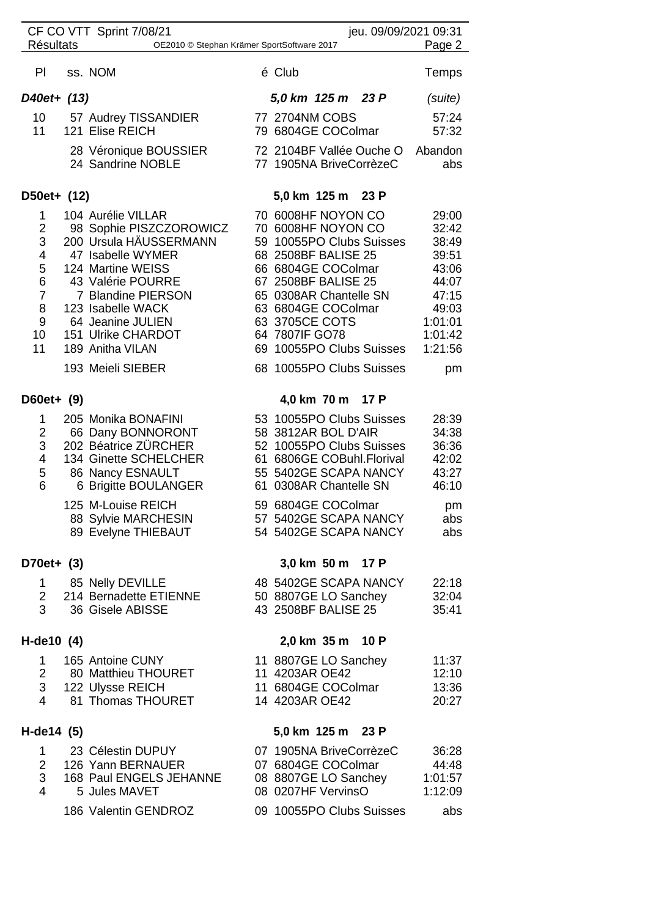| Pl | ss. | NOM | é | Club | Temps |
|---|---|---|---|---|---|
| ***D40et+ (13)*** | | | | ***5,0 km 125 m 23 P*** | *(suite)* |
| 10 | 57 | Audrey TISSANDIER | 77 | 2704NM COBS | 57:24 |
| 11 | 121 | Elise REICH | 79 | 6804GE COColmar | 57:32 |
| | 28 | Véronique BOUSSIER | 72 | 2104BF Vallée Ouche O | Abandon |
| | 24 | Sandrine NOBLE | 77 | 1905NA BriveCorrèzeC | abs |
| **D50et+ (12)** | | | | **5,0 km 125 m 23 P** | |
| 1 | 104 | Aurélie VILLAR | 70 | 6008HF NOYON CO | 29:00 |
| 2 | 98 | Sophie PISZCZOROWICZ | 70 | 6008HF NOYON CO | 32:42 |
| 3 | 200 | Ursula HÄUSSERMANN | 59 | 10055PO Clubs Suisses | 38:49 |
| 4 | 47 | Isabelle WYMER | 68 | 2508BF BALISE 25 | 39:51 |
| 5 | 124 | Martine WEISS | 66 | 6804GE COColmar | 43:06 |
| 6 | 43 | Valérie POURRE | 67 | 2508BF BALISE 25 | 44:07 |
| 7 | 7 | Blandine PIERSON | 65 | 0308AR Chantelle SN | 47:15 |
| 8 | 123 | Isabelle WACK | 63 | 6804GE COColmar | 49:03 |
| 9 | 64 | Jeanine JULIEN | 63 | 3705CE COTS | 1:01:01 |
| 10 | 151 | Ulrike CHARDOT | 64 | 7807IF GO78 | 1:01:42 |
| 11 | 189 | Anitha VILAN | 69 | 10055PO Clubs Suisses | 1:21:56 |
| | 193 | Meieli SIEBER | 68 | 10055PO Clubs Suisses | pm |
| **D60et+ (9)** | | | | **4,0 km 70 m 17 P** | |
| 1 | 205 | Monika BONAFINI | 53 | 10055PO Clubs Suisses | 28:39 |
| 2 | 66 | Dany BONNORONT | 58 | 3812AR BOL D'AIR | 34:38 |
| 3 | 202 | Béatrice ZÜRCHER | 52 | 10055PO Clubs Suisses | 36:36 |
| 4 | 134 | Ginette SCHELCHER | 61 | 6806GE COBuhl.Florival | 42:02 |
| 5 | 86 | Nancy ESNAULT | 55 | 5402GE SCAPA NANCY | 43:27 |
| 6 | 6 | Brigitte BOULANGER | 61 | 0308AR Chantelle SN | 46:10 |
| | 125 | M-Louise REICH | 59 | 6804GE COColmar | pm |
| | 88 | Sylvie MARCHESIN | 57 | 5402GE SCAPA NANCY | abs |
| | 89 | Evelyne THIEBAUT | 54 | 5402GE SCAPA NANCY | abs |
| **D70et+ (3)** | | | | **3,0 km 50 m 17 P** | |
| 1 | 85 | Nelly DEVILLE | 48 | 5402GE SCAPA NANCY | 22:18 |
| 2 | 214 | Bernadette ETIENNE | 50 | 8807GE LO Sanchey | 32:04 |
| 3 | 36 | Gisele ABISSE | 43 | 2508BF BALISE 25 | 35:41 |
| **H-de10 (4)** | | | | **2,0 km 35 m 10 P** | |
| 1 | 165 | Antoine CUNY | 11 | 8807GE LO Sanchey | 11:37 |
| 2 | 80 | Matthieu THOURET | 11 | 4203AR OE42 | 12:10 |
| 3 | 122 | Ulysse REICH | 11 | 6804GE COColmar | 13:36 |
| 4 | 81 | Thomas THOURET | 14 | 4203AR OE42 | 20:27 |
| **H-de14 (5)** | | | | **5,0 km 125 m 23 P** | |
| 1 | 23 | Célestin DUPUY | 07 | 1905NA BriveCorrèzeC | 36:28 |
| 2 | 126 | Yann BERNAUER | 07 | 6804GE COColmar | 44:48 |
| 3 | 168 | Paul ENGELS JEHANNE | 08 | 8807GE LO Sanchey | 1:01:57 |
| 4 | 5 | Jules MAVET | 08 | 0207HF VervinsO | 1:12:09 |
| | 186 | Valentin GENDROZ | 09 | 10055PO Clubs Suisses | abs |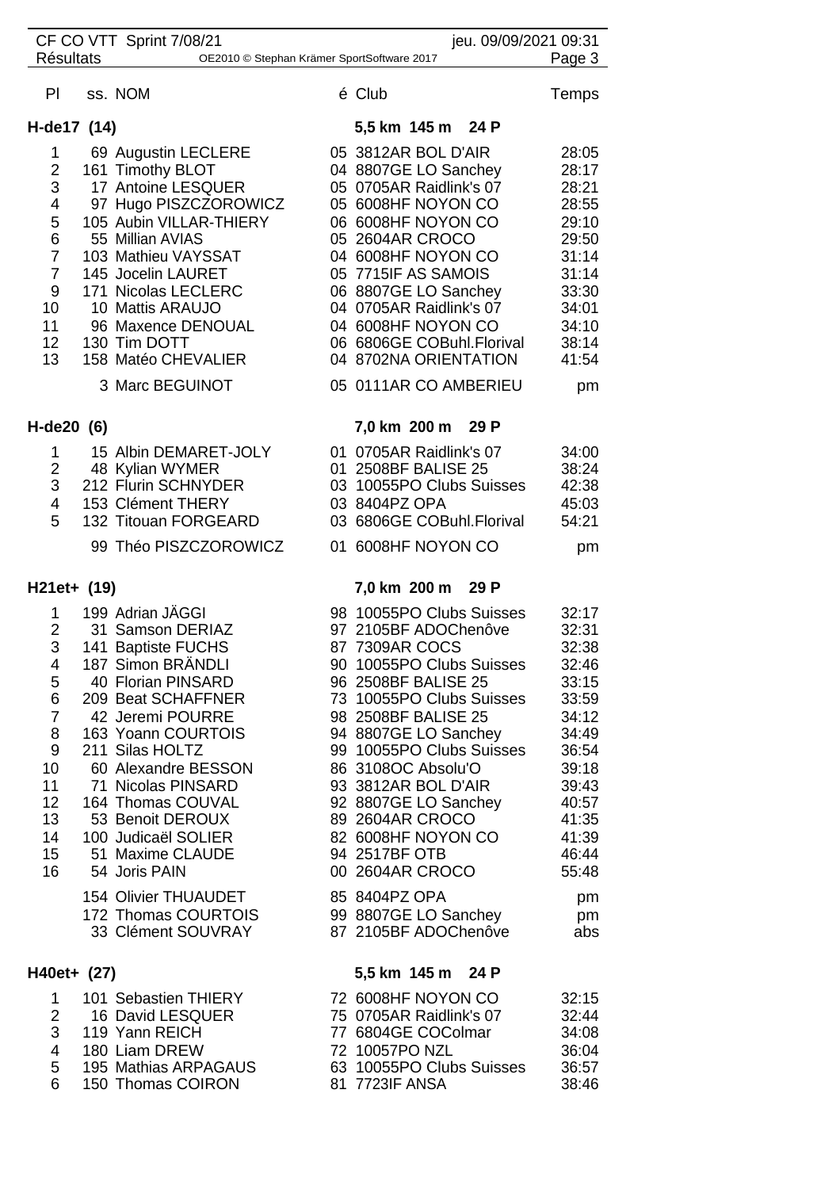| Pl | ss. | NOM | é | Club | Temps |
|---|---|---|---|---|---|

## H-de17 (14)

5,5 km 145 m 24 P

| Pl | ss. | NOM | é | Club | Temps |
|---|---|---|---|---|---|
| 1 | 69 | Augustin LECLERE | 05 | 3812AR BOL D'AIR | 28:05 |
| 2 | 161 | Timothy BLOT | 04 | 8807GE LO Sanchey | 28:17 |
| 3 | 17 | Antoine LESQUER | 05 | 0705AR Raidlink's 07 | 28:21 |
| 4 | 97 | Hugo PISZCZOROWICZ | 05 | 6008HF NOYON CO | 28:55 |
| 5 | 105 | Aubin VILLAR-THIERY | 06 | 6008HF NOYON CO | 29:10 |
| 6 | 55 | Millian AVIAS | 05 | 2604AR CROCO | 29:50 |
| 7 | 103 | Mathieu VAYSSAT | 04 | 6008HF NOYON CO | 31:14 |
| 7 | 145 | Jocelin LAURET | 05 | 7715IF AS SAMOIS | 31:14 |
| 9 | 171 | Nicolas LECLERC | 06 | 8807GE LO Sanchey | 33:30 |
| 10 | 10 | Mattis ARAUJO | 04 | 0705AR Raidlink's 07 | 34:01 |
| 11 | 96 | Maxence DENOUAL | 04 | 6008HF NOYON CO | 34:10 |
| 12 | 130 | Tim DOTT | 06 | 6806GE COBuhl.Florival | 38:14 |
| 13 | 158 | Matéo CHEVALIER | 04 | 8702NA ORIENTATION | 41:54 |
| | 3 | Marc BEGUINOT | 05 | 0111AR CO AMBERIEU | pm |

## H-de20 (6)

7,0 km 200 m 29 P

| Pl | ss. | NOM | é | Club | Temps |
|---|---|---|---|---|---|
| 1 | 15 | Albin DEMARET-JOLY | 01 | 0705AR Raidlink's 07 | 34:00 |
| 2 | 48 | Kylian WYMER | 01 | 2508BF BALISE 25 | 38:24 |
| 3 | 212 | Flurin SCHNYDER | 03 | 10055PO Clubs Suisses | 42:38 |
| 4 | 153 | Clément THERY | 03 | 8404PZ OPA | 45:03 |
| 5 | 132 | Titouan FORGEARD | 03 | 6806GE COBuhl.Florival | 54:21 |
| | 99 | Théo PISZCZOROWICZ | 01 | 6008HF NOYON CO | pm |

## H21et+ (19)

7,0 km 200 m 29 P

| Pl | ss. | NOM | é | Club | Temps |
|---|---|---|---|---|---|
| 1 | 199 | Adrian JÄGGI | 98 | 10055PO Clubs Suisses | 32:17 |
| 2 | 31 | Samson DERIAZ | 97 | 2105BF ADOChenôve | 32:31 |
| 3 | 141 | Baptiste FUCHS | 87 | 7309AR COCS | 32:38 |
| 4 | 187 | Simon BRÄNDLI | 90 | 10055PO Clubs Suisses | 32:46 |
| 5 | 40 | Florian PINSARD | 96 | 2508BF BALISE 25 | 33:15 |
| 6 | 209 | Beat SCHAFFNER | 73 | 10055PO Clubs Suisses | 33:59 |
| 7 | 42 | Jeremi POURRE | 98 | 2508BF BALISE 25 | 34:12 |
| 8 | 163 | Yoann COURTOIS | 94 | 8807GE LO Sanchey | 34:49 |
| 9 | 211 | Silas HOLTZ | 99 | 10055PO Clubs Suisses | 36:54 |
| 10 | 60 | Alexandre BESSON | 86 | 3108OC Absolu'O | 39:18 |
| 11 | 71 | Nicolas PINSARD | 93 | 3812AR BOL D'AIR | 39:43 |
| 12 | 164 | Thomas COUVAL | 92 | 8807GE LO Sanchey | 40:57 |
| 13 | 53 | Benoit DEROUX | 89 | 2604AR CROCO | 41:35 |
| 14 | 100 | Judicaël SOLIER | 82 | 6008HF NOYON CO | 41:39 |
| 15 | 51 | Maxime CLAUDE | 94 | 2517BF OTB | 46:44 |
| 16 | 54 | Joris PAIN | 00 | 2604AR CROCO | 55:48 |
| | 154 | Olivier THUAUDET | 85 | 8404PZ OPA | pm |
| | 172 | Thomas COURTOIS | 99 | 8807GE LO Sanchey | pm |
| | 33 | Clément SOUVRAY | 87 | 2105BF ADOChenôve | abs |

## H40et+ (27)

5,5 km 145 m 24 P

| Pl | ss. | NOM | é | Club | Temps |
|---|---|---|---|---|---|
| 1 | 101 | Sebastien THIERY | 72 | 6008HF NOYON CO | 32:15 |
| 2 | 16 | David LESQUER | 75 | 0705AR Raidlink's 07 | 32:44 |
| 3 | 119 | Yann REICH | 77 | 6804GE COColmar | 34:08 |
| 4 | 180 | Liam DREW | 72 | 10057PO NZL | 36:04 |
| 5 | 195 | Mathias ARPAGAUS | 63 | 10055PO Clubs Suisses | 36:57 |
| 6 | 150 | Thomas COIRON | 81 | 7723IF ANSA | 38:46 |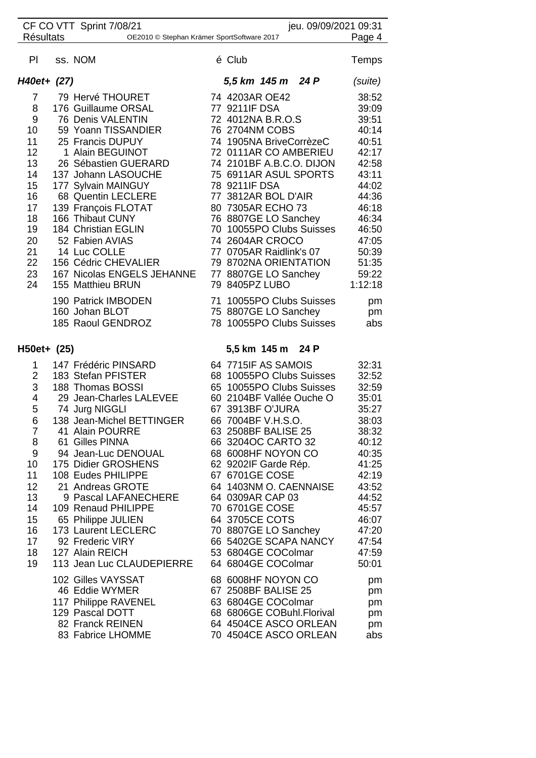| Pl | ss. | NOM | é | Club | Temps |
|---|---|---|---|---|---|
| ***H40et+ (27)*** | | | | ***5,5 km 145 m 24 P*** | *(suite)* |
| 7 | 79 | Hervé THOURET | 74 | 4203AR OE42 | 38:52 |
| 8 | 176 | Guillaume ORSAL | 77 | 9211IF DSA | 39:09 |
| 9 | 76 | Denis VALENTIN | 72 | 4012NA B.R.O.S | 39:51 |
| 10 | 59 | Yoann TISSANDIER | 76 | 2704NM COBS | 40:14 |
| 11 | 25 | Francis DUPUY | 74 | 1905NA BriveCorrèzeC | 40:51 |
| 12 | 1 | Alain BEGUINOT | 72 | 0111AR CO AMBERIEU | 42:17 |
| 13 | 26 | Sébastien GUERARD | 74 | 2101BF A.B.C.O. DIJON | 42:58 |
| 14 | 137 | Johann LASOUCHE | 75 | 6911AR ASUL SPORTS | 43:11 |
| 15 | 177 | Sylvain MAINGUY | 78 | 9211IF DSA | 44:02 |
| 16 | 68 | Quentin LECLERE | 77 | 3812AR BOL D'AIR | 44:36 |
| 17 | 139 | François FLOTAT | 80 | 7305AR ECHO 73 | 46:18 |
| 18 | 166 | Thibaut CUNY | 76 | 8807GE LO Sanchey | 46:34 |
| 19 | 184 | Christian EGLIN | 70 | 10055PO Clubs Suisses | 46:50 |
| 20 | 52 | Fabien AVIAS | 74 | 2604AR CROCO | 47:05 |
| 21 | 14 | Luc COLLE | 77 | 0705AR Raidlink's 07 | 50:39 |
| 22 | 156 | Cédric CHEVALIER | 79 | 8702NA ORIENTATION | 51:35 |
| 23 | 167 | Nicolas ENGELS JEHANNE | 77 | 8807GE LO Sanchey | 59:22 |
| 24 | 155 | Matthieu BRUN | 79 | 8405PZ LUBO | 1:12:18 |
| | 190 | Patrick IMBODEN | 71 | 10055PO Clubs Suisses | pm |
| | 160 | Johan BLOT | 75 | 8807GE LO Sanchey | pm |
| | 185 | Raoul GENDROZ | 78 | 10055PO Clubs Suisses | abs |
| **H50et+ (25)** | | | | **5,5 km 145 m 24 P** | |
| 1 | 147 | Frédéric PINSARD | 64 | 7715IF AS SAMOIS | 32:31 |
| 2 | 183 | Stefan PFISTER | 68 | 10055PO Clubs Suisses | 32:52 |
| 3 | 188 | Thomas BOSSI | 65 | 10055PO Clubs Suisses | 32:59 |
| 4 | 29 | Jean-Charles LALEVEE | 60 | 2104BF Vallée Ouche O | 35:01 |
| 5 | 74 | Jurg NIGGLI | 67 | 3913BF O'JURA | 35:27 |
| 6 | 138 | Jean-Michel BETTINGER | 66 | 7004BF V.H.S.O. | 38:03 |
| 7 | 41 | Alain POURRE | 63 | 2508BF BALISE 25 | 38:32 |
| 8 | 61 | Gilles PINNA | 66 | 3204OC CARTO 32 | 40:12 |
| 9 | 94 | Jean-Luc DENOUAL | 68 | 6008HF NOYON CO | 40:35 |
| 10 | 175 | Didier GROSHENS | 62 | 9202IF Garde Rép. | 41:25 |
| 11 | 108 | Eudes PHILIPPE | 67 | 6701GE COSE | 42:19 |
| 12 | 21 | Andreas GROTE | 64 | 1403NM O. CAENNAISE | 43:52 |
| 13 | 9 | Pascal LAFANECHERE | 64 | 0309AR CAP 03 | 44:52 |
| 14 | 109 | Renaud PHILIPPE | 70 | 6701GE COSE | 45:57 |
| 15 | 65 | Philippe JULIEN | 64 | 3705CE COTS | 46:07 |
| 16 | 173 | Laurent LECLERC | 70 | 8807GE LO Sanchey | 47:20 |
| 17 | 92 | Frederic VIRY | 66 | 5402GE SCAPA NANCY | 47:54 |
| 18 | 127 | Alain REICH | 53 | 6804GE COColmar | 47:59 |
| 19 | 113 | Jean Luc CLAUDEPIERRE | 64 | 6804GE COColmar | 50:01 |
| | 102 | Gilles VAYSSAT | 68 | 6008HF NOYON CO | pm |
| | 46 | Eddie WYMER | 67 | 2508BF BALISE 25 | pm |
| | 117 | Philippe RAVENEL | 63 | 6804GE COColmar | pm |
| | 129 | Pascal DOTT | 68 | 6806GE COBuhl.Florival | pm |
| | 82 | Franck REINEN | 64 | 4504CE ASCO ORLEAN | pm |
| | 83 | Fabrice LHOMME | 70 | 4504CE ASCO ORLEAN | abs |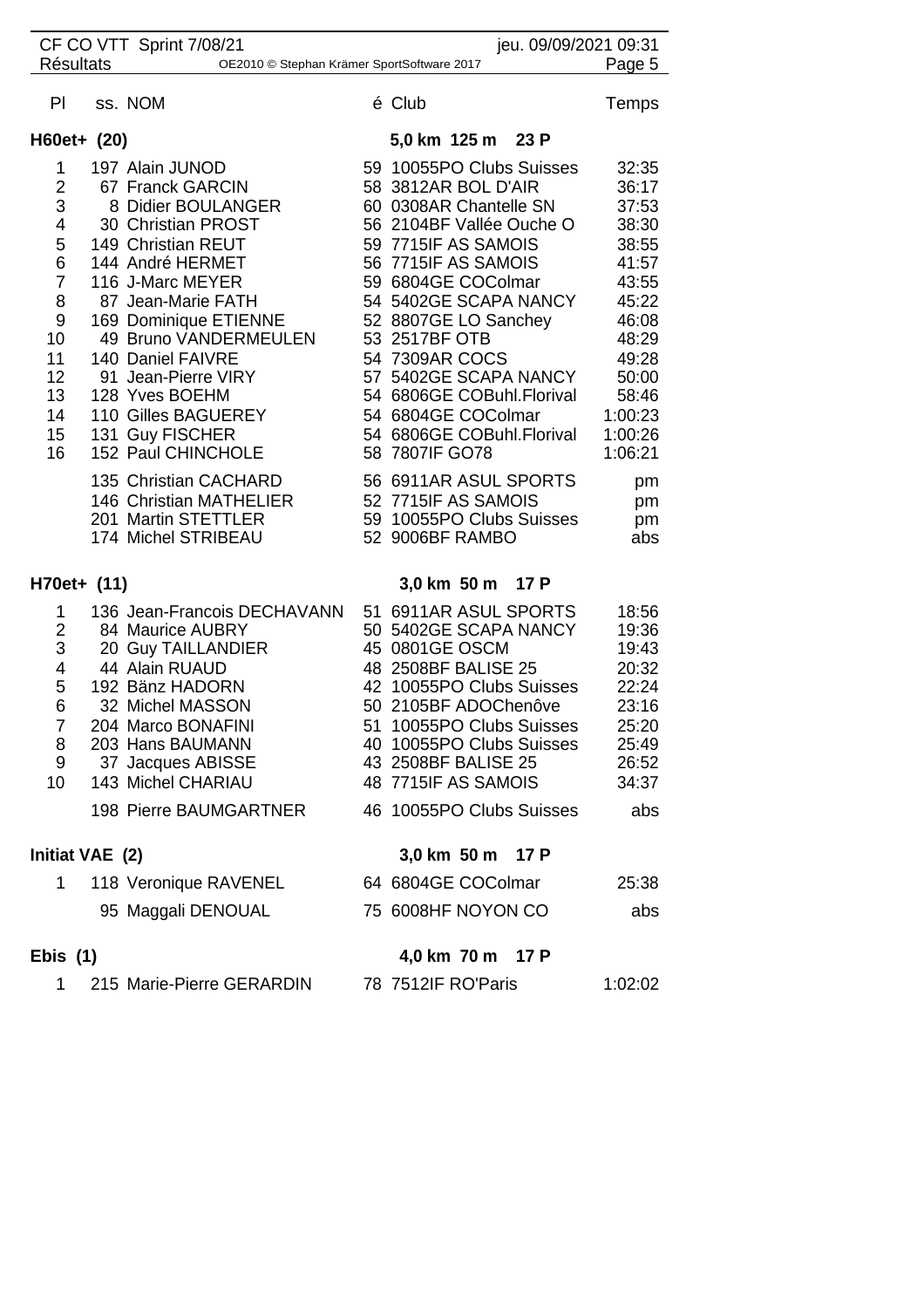| Pl | ss. | NOM | é | Club | Temps |
|---|---|---|---|---|---|
| **H60et+ (20)** | | | | **5,0 km 125 m 23 P** | |
| 1 | 197 | Alain JUNOD | 59 | 10055PO Clubs Suisses | 32:35 |
| 2 | 67 | Franck GARCIN | 58 | 3812AR BOL D'AIR | 36:17 |
| 3 | 8 | Didier BOULANGER | 60 | 0308AR Chantelle SN | 37:53 |
| 4 | 30 | Christian PROST | 56 | 2104BF Vallée Ouche O | 38:30 |
| 5 | 149 | Christian REUT | 59 | 7715IF AS SAMOIS | 38:55 |
| 6 | 144 | André HERMET | 56 | 7715IF AS SAMOIS | 41:57 |
| 7 | 116 | J-Marc MEYER | 59 | 6804GE COColmar | 43:55 |
| 8 | 87 | Jean-Marie FATH | 54 | 5402GE SCAPA NANCY | 45:22 |
| 9 | 169 | Dominique ETIENNE | 52 | 8807GE LO Sanchey | 46:08 |
| 10 | 49 | Bruno VANDERMEULEN | 53 | 2517BF OTB | 48:29 |
| 11 | 140 | Daniel FAIVRE | 54 | 7309AR COCS | 49:28 |
| 12 | 91 | Jean-Pierre VIRY | 57 | 5402GE SCAPA NANCY | 50:00 |
| 13 | 128 | Yves BOEHM | 54 | 6806GE COBuhl.Florival | 58:46 |
| 14 | 110 | Gilles BAGUEREY | 54 | 6804GE COColmar | 1:00:23 |
| 15 | 131 | Guy FISCHER | 54 | 6806GE COBuhl.Florival | 1:00:26 |
| 16 | 152 | Paul CHINCHOLE | 58 | 7807IF GO78 | 1:06:21 |
| | 135 | Christian CACHARD | 56 | 6911AR ASUL SPORTS | pm |
| | 146 | Christian MATHELIER | 52 | 7715IF AS SAMOIS | pm |
| | 201 | Martin STETTLER | 59 | 10055PO Clubs Suisses | pm |
| | 174 | Michel STRIBEAU | 52 | 9006BF RAMBO | abs |
| **H70et+ (11)** | | | | **3,0 km 50 m 17 P** | |
| 1 | 136 | Jean-Francois DECHAVANN | 51 | 6911AR ASUL SPORTS | 18:56 |
| 2 | 84 | Maurice AUBRY | 50 | 5402GE SCAPA NANCY | 19:36 |
| 3 | 20 | Guy TAILLANDIER | 45 | 0801GE OSCM | 19:43 |
| 4 | 44 | Alain RUAUD | 48 | 2508BF BALISE 25 | 20:32 |
| 5 | 192 | Bänz HADORN | 42 | 10055PO Clubs Suisses | 22:24 |
| 6 | 32 | Michel MASSON | 50 | 2105BF ADOChenôve | 23:16 |
| 7 | 204 | Marco BONAFINI | 51 | 10055PO Clubs Suisses | 25:20 |
| 8 | 203 | Hans BAUMANN | 40 | 10055PO Clubs Suisses | 25:49 |
| 9 | 37 | Jacques ABISSE | 43 | 2508BF BALISE 25 | 26:52 |
| 10 | 143 | Michel CHARIAU | 48 | 7715IF AS SAMOIS | 34:37 |
| | 198 | Pierre BAUMGARTNER | 46 | 10055PO Clubs Suisses | abs |
| **Initiat VAE (2)** | | | | **3,0 km 50 m 17 P** | |
| 1 | 118 | Veronique RAVENEL | 64 | 6804GE COColmar | 25:38 |
| | 95 | Maggali DENOUAL | 75 | 6008HF NOYON CO | abs |
| **Ebis (1)** | | | | **4,0 km 70 m 17 P** | |
| 1 | 215 | Marie-Pierre GERARDIN | 78 | 7512IF RO'Paris | 1:02:02 |